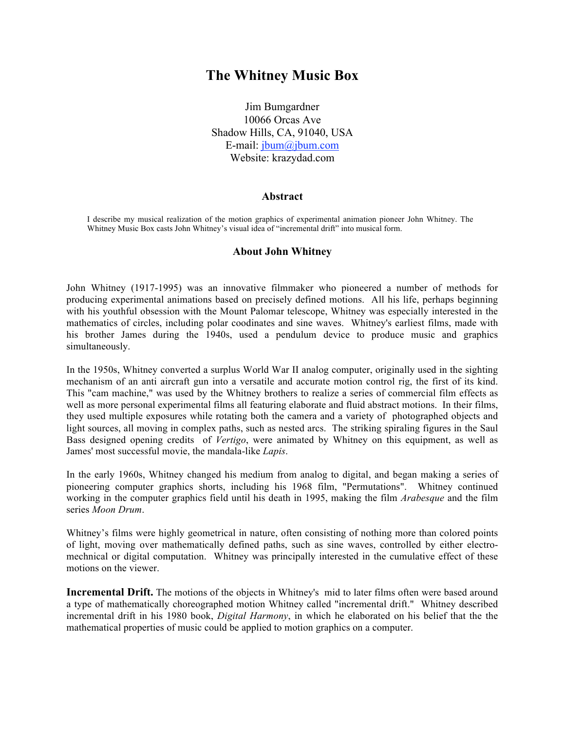# The Whitney Music Box

Jim Bumgardner
10066 Orcas Ave
Shadow Hills, CA, 91040, USA
E-mail: jbum@jbum.com
Website: krazydad.com

### Abstract

I describe my musical realization of the motion graphics of experimental animation pioneer John Whitney. The Whitney Music Box casts John Whitney's visual idea of "incremental drift" into musical form.

### About John Whitney

John Whitney (1917-1995) was an innovative filmmaker who pioneered a number of methods for producing experimental animations based on precisely defined motions. All his life, perhaps beginning with his youthful obsession with the Mount Palomar telescope, Whitney was especially interested in the mathematics of circles, including polar coodinates and sine waves. Whitney's earliest films, made with his brother James during the 1940s, used a pendulum device to produce music and graphics simultaneously.

In the 1950s, Whitney converted a surplus World War II analog computer, originally used in the sighting mechanism of an anti aircraft gun into a versatile and accurate motion control rig, the first of its kind. This "cam machine," was used by the Whitney brothers to realize a series of commercial film effects as well as more personal experimental films all featuring elaborate and fluid abstract motions. In their films, they used multiple exposures while rotating both the camera and a variety of photographed objects and light sources, all moving in complex paths, such as nested arcs. The striking spiraling figures in the Saul Bass designed opening credits of *Vertigo*, were animated by Whitney on this equipment, as well as James' most successful movie, the mandala-like *Lapis*.

In the early 1960s, Whitney changed his medium from analog to digital, and began making a series of pioneering computer graphics shorts, including his 1968 film, "Permutations". Whitney continued working in the computer graphics field until his death in 1995, making the film *Arabesque* and the film series *Moon Drum*.

Whitney's films were highly geometrical in nature, often consisting of nothing more than colored points of light, moving over mathematically defined paths, such as sine waves, controlled by either electro-mechnical or digital computation. Whitney was principally interested in the cumulative effect of these motions on the viewer.

**Incremental Drift.** The motions of the objects in Whitney's mid to later films often were based around a type of mathematically choreographed motion Whitney called "incremental drift." Whitney described incremental drift in his 1980 book, *Digital Harmony*, in which he elaborated on his belief that the the mathematical properties of music could be applied to motion graphics on a computer.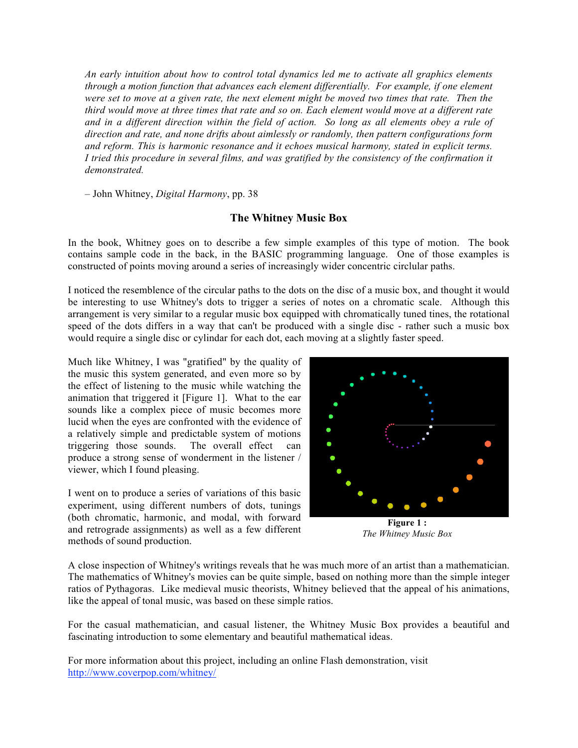*An early intuition about how to control total dynamics led me to activate all graphics elements through a motion function that advances each element differentially. For example, if one element were set to move at a given rate, the next element might be moved two times that rate. Then the third would move at three times that rate and so on. Each element would move at a different rate and in a different direction within the field of action. So long as all elements obey a rule of direction and rate, and none drifts about aimlessly or randomly, then pattern configurations form and reform. This is harmonic resonance and it echoes musical harmony, stated in explicit terms. I tried this procedure in several films, and was gratified by the consistency of the confirmation it demonstrated.*

– John Whitney, *Digital Harmony*, pp. 38

## The Whitney Music Box

In the book, Whitney goes on to describe a few simple examples of this type of motion. The book contains sample code in the back, in the BASIC programming language. One of those examples is constructed of points moving around a series of increasingly wider concentric circlular paths.

I noticed the resemblence of the circular paths to the dots on the disc of a music box, and thought it would be interesting to use Whitney's dots to trigger a series of notes on a chromatic scale. Although this arrangement is very similar to a regular music box equipped with chromatically tuned tines, the rotational speed of the dots differs in a way that can't be produced with a single disc - rather such a music box would require a single disc or cylindar for each dot, each moving at a slightly faster speed.

Much like Whitney, I was "gratified" by the quality of the music this system generated, and even more so by the effect of listening to the music while watching the animation that triggered it [Figure 1]. What to the ear sounds like a complex piece of music becomes more lucid when the eyes are confronted with the evidence of a relatively simple and predictable system of motions triggering those sounds. The overall effect can produce a strong sense of wonderment in the listener / viewer, which I found pleasing.

I went on to produce a series of variations of this basic experiment, using different numbers of dots, tunings (both chromatic, harmonic, and modal, with forward and retrograde assignments) as well as a few different methods of sound production.

**Figure 1 :**
*The Whitney Music Box*

A close inspection of Whitney's writings reveals that he was much more of an artist than a mathematician. The mathematics of Whitney's movies can be quite simple, based on nothing more than the simple integer ratios of Pythagoras. Like medieval music theorists, Whitney believed that the appeal of his animations, like the appeal of tonal music, was based on these simple ratios.

For the casual mathematician, and casual listener, the Whitney Music Box provides a beautiful and fascinating introduction to some elementary and beautiful mathematical ideas.

For more information about this project, including an online Flash demonstration, visit [http://www.coverpop.com/whitney/](http://www.coverpop.com/whitney/)